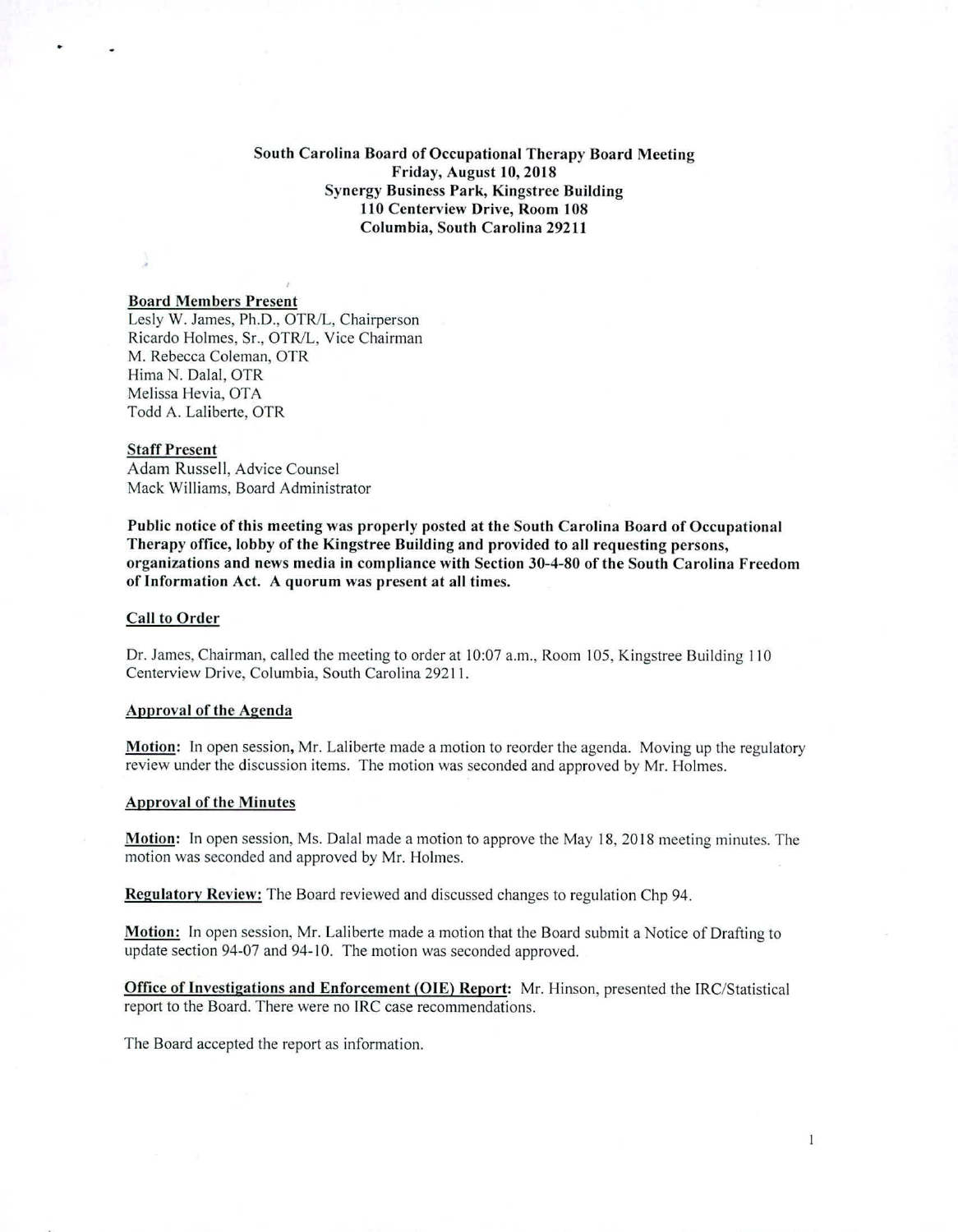**South Carolina Board of Occupational Therapy Board Meeting**
**Friday, August 10, 2018**
**Synergy Business Park, Kingstree Building**
**110 Centerview Drive, Room 108**
**Columbia, South Carolina 29211**

**Board Members Present**
Lesly W. James, Ph.D., OTR/L, Chairperson
Ricardo Holmes, Sr., OTR/L, Vice Chairman
M. Rebecca Coleman, OTR
Hima N. Dalal, OTR
Melissa Hevia, OTA
Todd A. Laliberte, OTR

**Staff Present**
Adam Russell, Advice Counsel
Mack Williams, Board Administrator

**Public notice of this meeting was properly posted at the South Carolina Board of Occupational Therapy office, lobby of the Kingstree Building and provided to all requesting persons, organizations and news media in compliance with Section 30-4-80 of the South Carolina Freedom of Information Act. A quorum was present at all times.**

**Call to Order**

Dr. James, Chairman, called the meeting to order at 10:07 a.m., Room 105, Kingstree Building 110 Centerview Drive, Columbia, South Carolina 29211.

**Approval of the Agenda**

**Motion:** In open session, Mr. Laliberte made a motion to reorder the agenda. Moving up the regulatory review under the discussion items. The motion was seconded and approved by Mr. Holmes.

**Approval of the Minutes**

**Motion:** In open session, Ms. Dalal made a motion to approve the May 18, 2018 meeting minutes. The motion was seconded and approved by Mr. Holmes.

**Regulatory Review:** The Board reviewed and discussed changes to regulation Chp 94.

**Motion:** In open session, Mr. Laliberte made a motion that the Board submit a Notice of Drafting to update section 94-07 and 94-10. The motion was seconded approved.

**Office of Investigations and Enforcement (OIE) Report:** Mr. Hinson, presented the IRC/Statistical report to the Board. There were no IRC case recommendations.

The Board accepted the report as information.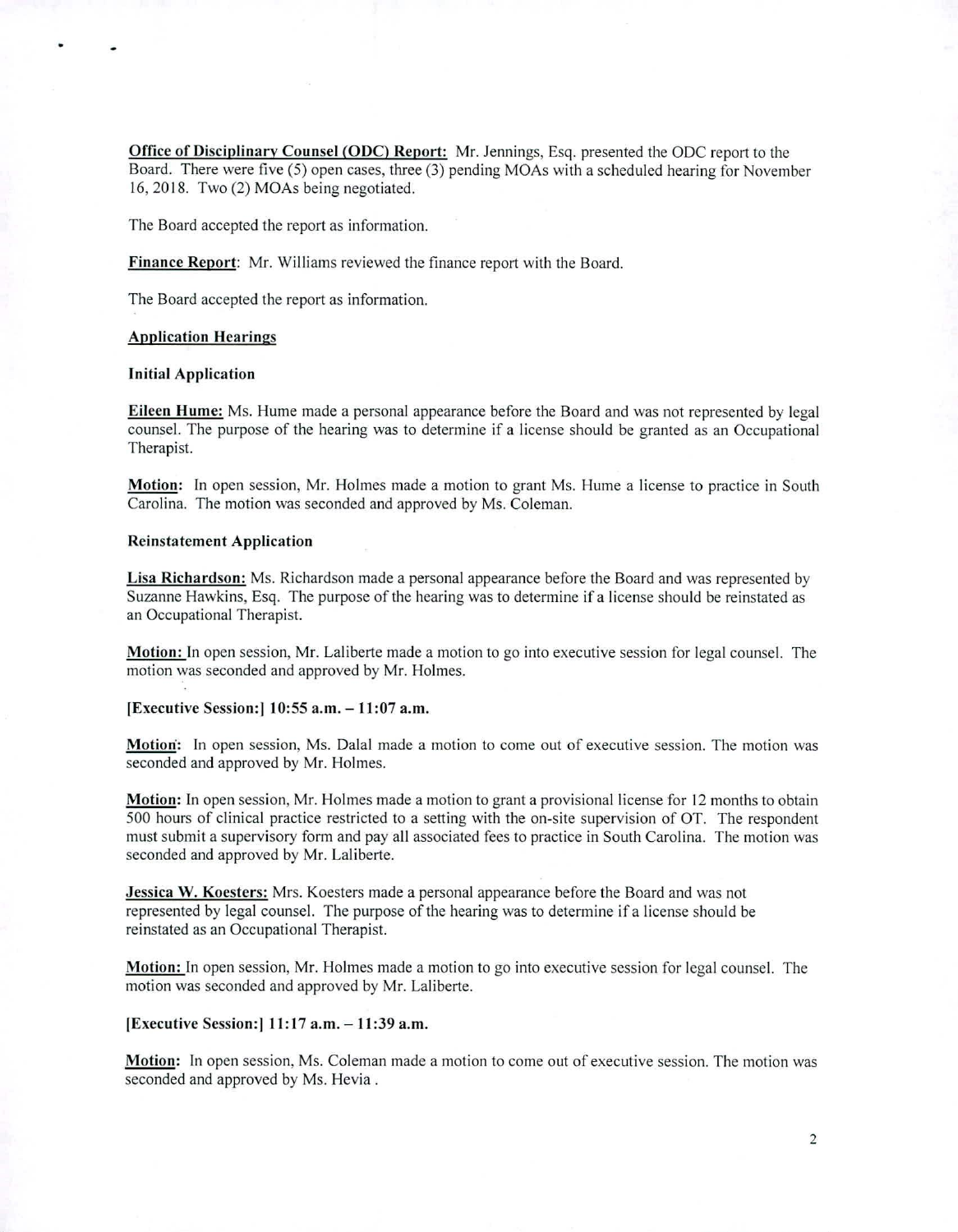**Office of Disciplinary Counsel (ODC) Report:** Mr. Jennings, Esq. presented the ODC report to the Board. There were five (5) open cases, three (3) pending MOAs with a scheduled hearing for November 16, 2018. Two (2) MOAs being negotiated.

The Board accepted the report as information.

**Finance Report**: Mr. Williams reviewed the finance report with the Board.

The Board accepted the report as information.

**Application Hearings**

**Initial Application**

**Eileen Hume:** Ms. Hume made a personal appearance before the Board and was not represented by legal counsel. The purpose of the hearing was to determine if a license should be granted as an Occupational Therapist.

**Motion:** In open session, Mr. Holmes made a motion to grant Ms. Hume a license to practice in South Carolina. The motion was seconded and approved by Ms. Coleman.

**Reinstatement Application**

**Lisa Richardson:** Ms. Richardson made a personal appearance before the Board and was represented by Suzanne Hawkins, Esq. The purpose of the hearing was to determine if a license should be reinstated as an Occupational Therapist.

**Motion:** In open session, Mr. Laliberte made a motion to go into executive session for legal counsel. The motion was seconded and approved by Mr. Holmes.

**[Executive Session:] 10:55 a.m. – 11:07 a.m.**

**Motion**: In open session, Ms. Dalal made a motion to come out of executive session. The motion was seconded and approved by Mr. Holmes.

**Motion:** In open session, Mr. Holmes made a motion to grant a provisional license for 12 months to obtain 500 hours of clinical practice restricted to a setting with the on-site supervision of OT. The respondent must submit a supervisory form and pay all associated fees to practice in South Carolina. The motion was seconded and approved by Mr. Laliberte.

**Jessica W. Koesters:** Mrs. Koesters made a personal appearance before the Board and was not represented by legal counsel. The purpose of the hearing was to determine if a license should be reinstated as an Occupational Therapist.

**Motion:** In open session, Mr. Holmes made a motion to go into executive session for legal counsel. The motion was seconded and approved by Mr. Laliberte.

**[Executive Session:] 11:17 a.m. – 11:39 a.m.**

**Motion**: In open session, Ms. Coleman made a motion to come out of executive session. The motion was seconded and approved by Ms. Hevia .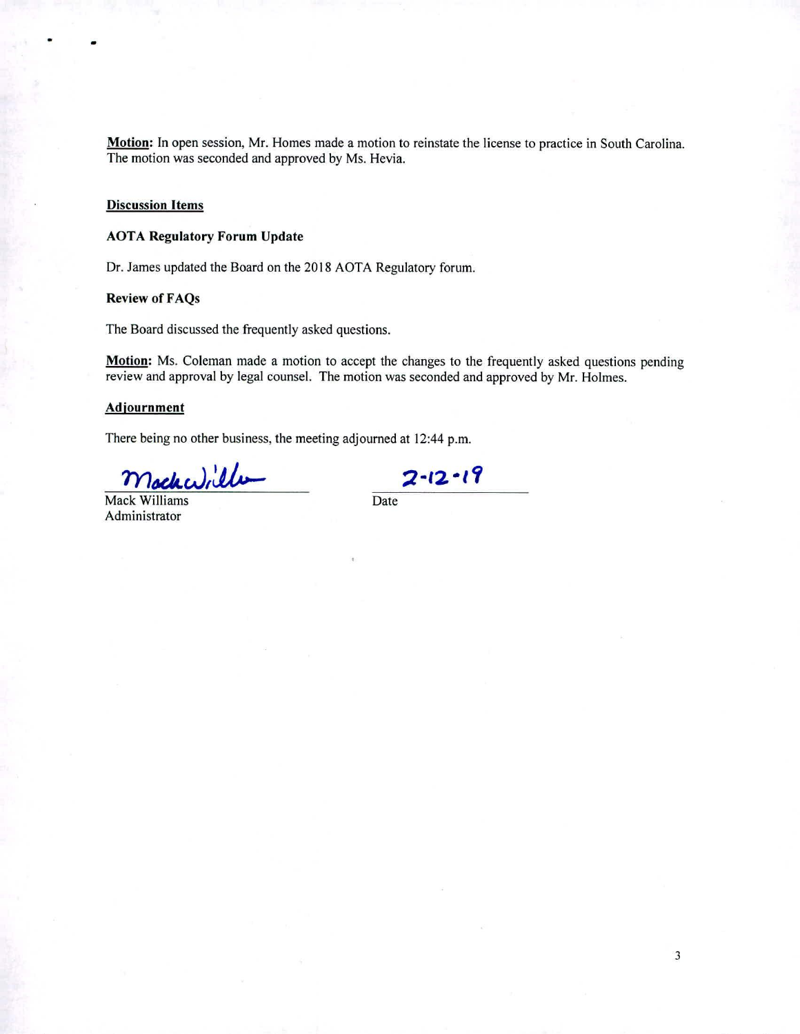**Motion:** In open session, Mr. Homes made a motion to reinstate the license to practice in South Carolina. The motion was seconded and approved by Ms. Hevia.

**Discussion Items**

**AOTA Regulatory Forum Update**

Dr. James updated the Board on the 2018 AOTA Regulatory forum.

**Review of FAQs**

The Board discussed the frequently asked questions.

**Motion:** Ms. Coleman made a motion to accept the changes to the frequently asked questions pending review and approval by legal counsel. The motion was seconded and approved by Mr. Holmes.

**Adjournment**

There being no other business, the meeting adjourned at 12:44 p.m.

Mack Williams
Administrator

2-12-19
Date